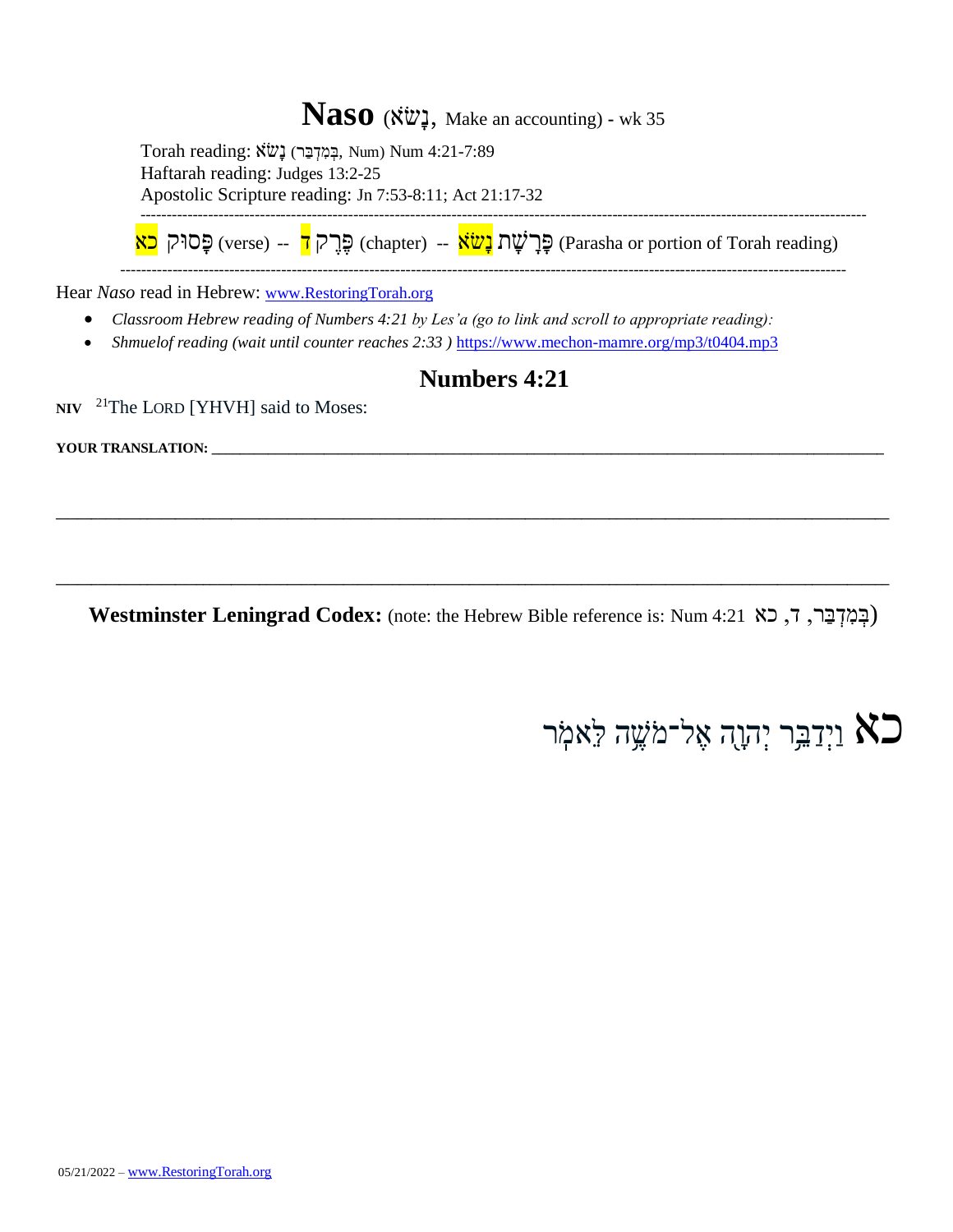# Naso (נָשֹׂא, Make an accounting) - wk 35

Torah reading: נָשֹׂא (בְּמִדְבַּר, Num) Num 4:21-7:89
Haftarah reading: Judges 13:2-25
Apostolic Scripture reading: Jn 7:53-8:11; Act 21:17-32

---

פָּסוּק כא (verse) -- פֶּרֶק ד (chapter) -- פָּרָשַׁת נָשֹׂא (Parasha or portion of Torah reading)

---

Hear *Naso* read in Hebrew: www.RestoringTorah.org

- *Classroom Hebrew reading of Numbers 4:21 by Les'a (go to link and scroll to appropriate reading):*
- *Shmuelof reading (wait until counter reaches 2:33 )* https://www.mechon-mamre.org/mp3/t0404.mp3

## Numbers 4:21

**NIV** [21]The LORD [YHVH] said to Moses:

**YOUR TRANSLATION:** ________________________________________________________________________________

________________________________________________________________________________________________

________________________________________________________________________________________________

**Westminster Leningrad Codex:** (note: the Hebrew Bible reference is: Num 4:21 בְּמִדְבַּר, ד, כא)

**כא** וַיְדַבֵּר יְהוָה אֶל־מֹשֶׁה לֵּאמֹר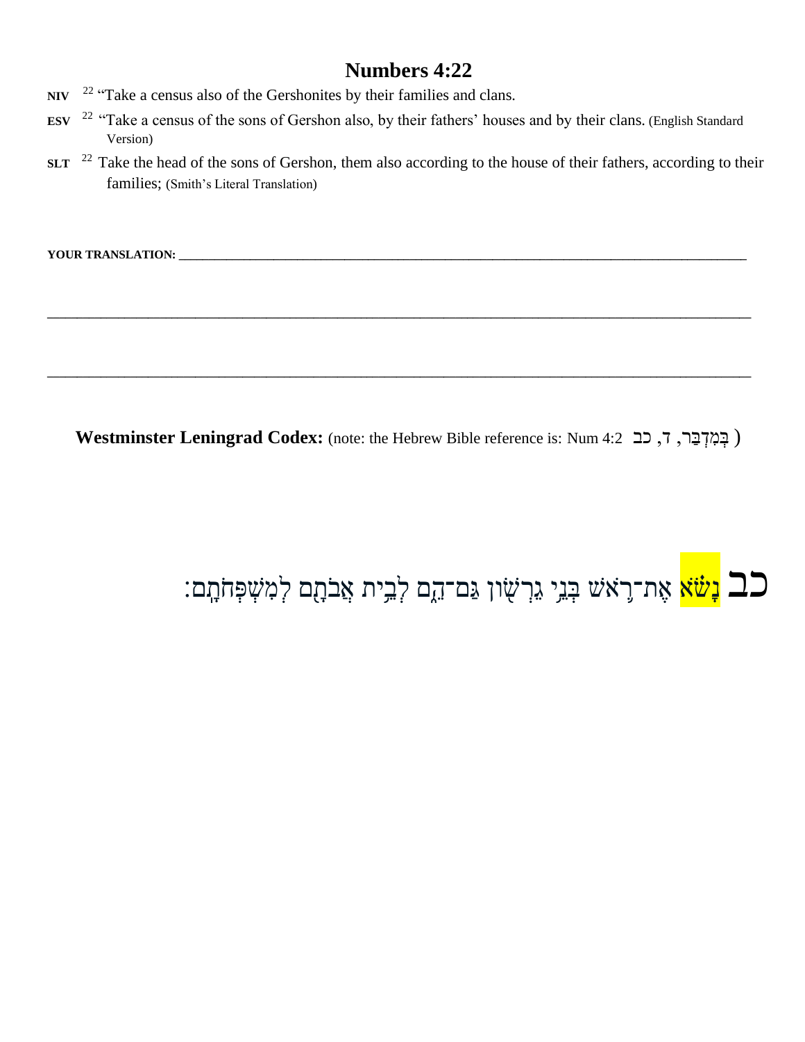# Numbers 4:22

**NIV** 22 "Take a census also of the Gershonites by their families and clans.

**ESV** 22 "Take a census of the sons of Gershon also, by their fathers' houses and by their clans. (English Standard Version)

**SLT** 22 Take the head of the sons of Gershon, them also according to the house of their fathers, according to their families; (Smith's Literal Translation)

**YOUR TRANSLATION:** ___________________________________________________________________________

___________________________________________________________________________

___________________________________________________________________________

**Westminster Leningrad Codex:** (note: the Hebrew Bible reference is: Num 4:2 בְּמִדְבַּר, ד, כב )

כב נָשֹׂ֗א אֶת־רֹ֛אשׁ בְּנֵ֥י גֵרְשׁ֖וֹן גַּם־הֵ֑ם לְבֵ֥ית אֲבֹתָ֖ם לְמִשְׁפְּחֹתָֽם׃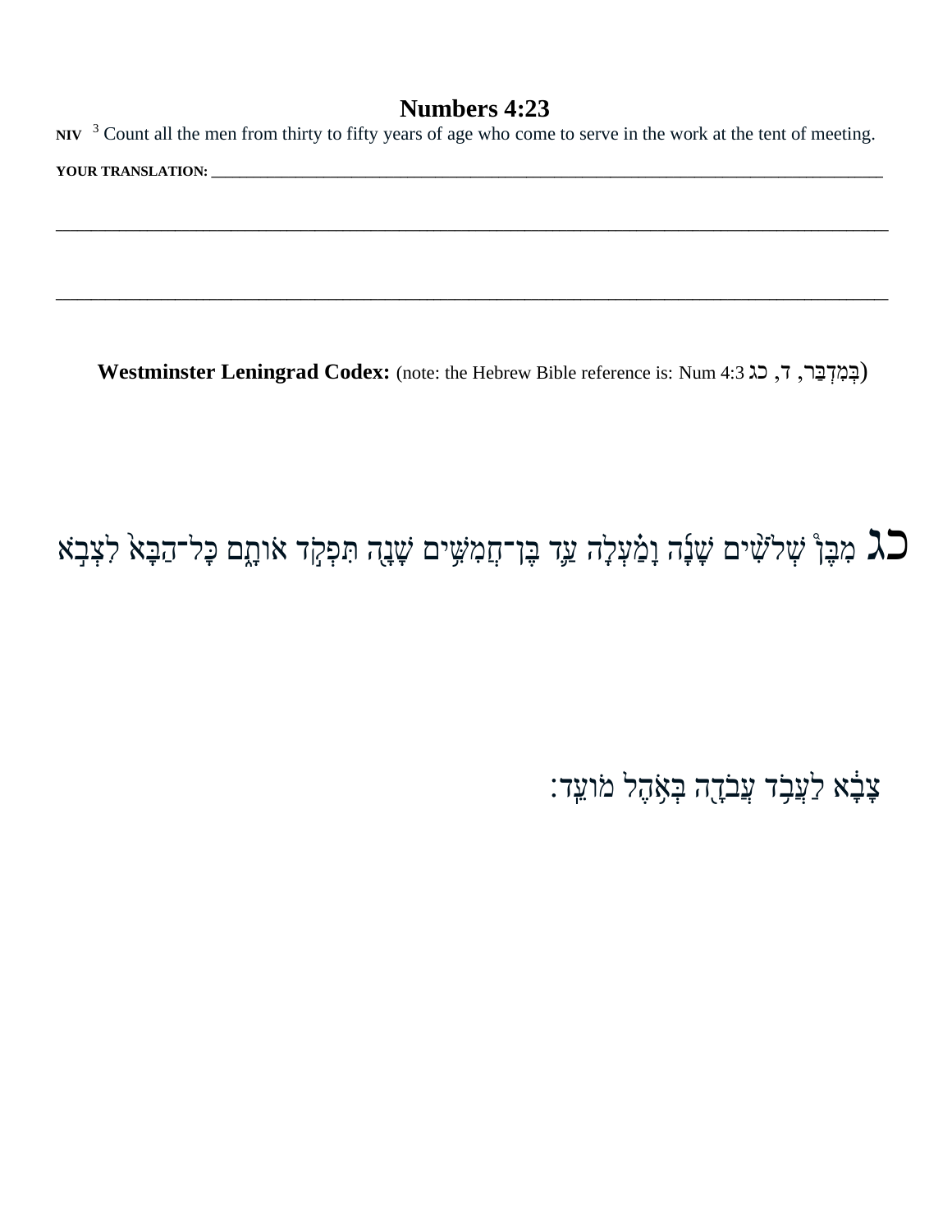# Numbers 4:23

**NIV** [3] Count all the men from thirty to fifty years of age who come to serve in the work at the tent of meeting.

**YOUR TRANSLATION:** ________________________________________________________________________________

________________________________________________________________________________

________________________________________________________________________________

**Westminster Leningrad Codex:** (note: the Hebrew Bible reference is: Num 4:3 בְּמִדְבַּר, ד, כג)

כג מִבֶּ֨ן שְׁלֹשִׁ֤ים שָׁנָה֙ וָמַ֔עְלָה עַ֖ד בֶּן־חֲמִשִּׁ֣ים שָׁנָ֑ה תִּפְקֹ֖ד אוֹתָ֑ם כָּל־הַבָּא֙ לִצְבֹ֣א

צָבָ֔א לַעֲבֹ֥ד עֲבֹדָ֖ה בְּאֹ֥הֶל מוֹעֵֽד׃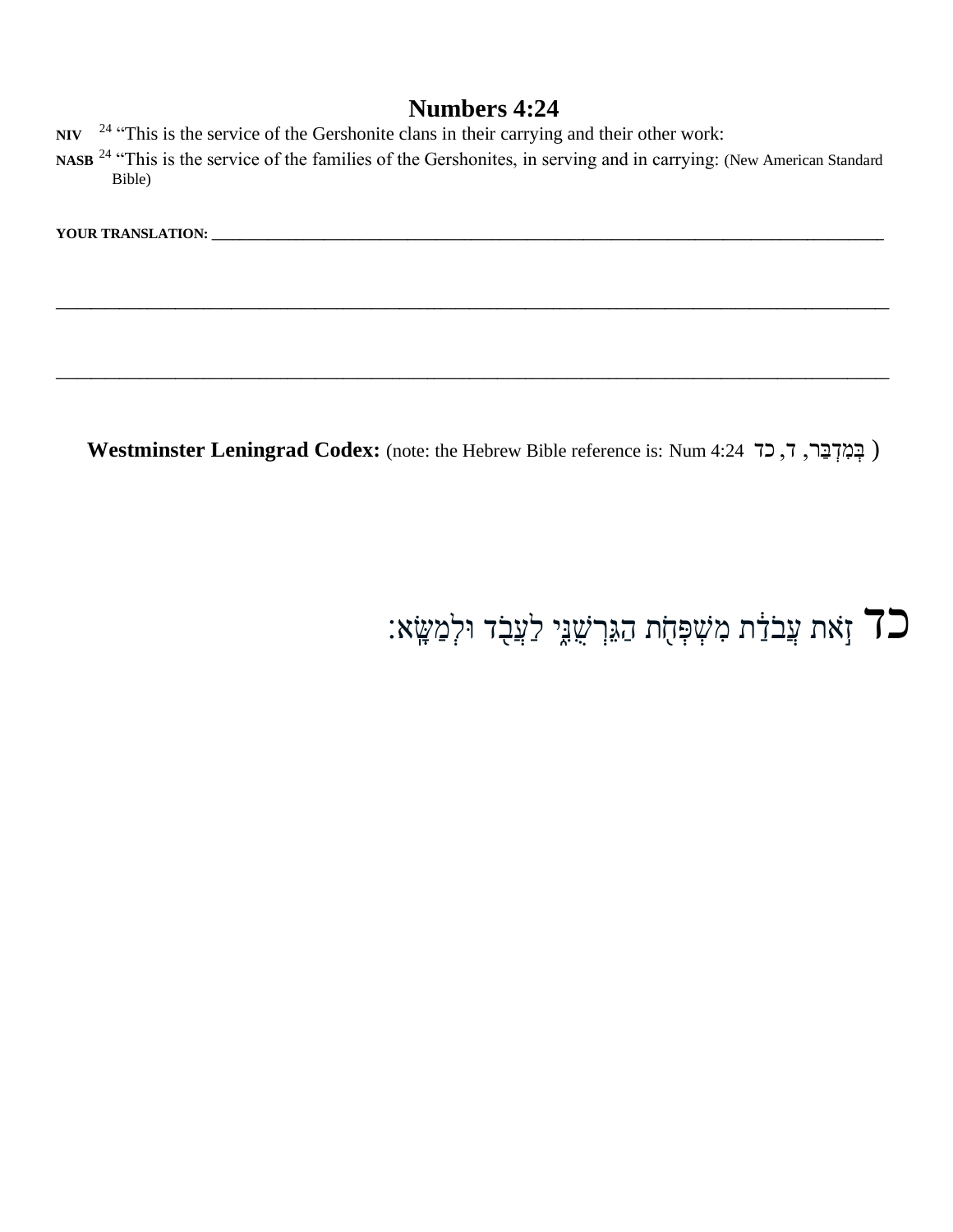# Numbers 4:24

**NIV** [24] "This is the service of the Gershonite clans in their carrying and their other work:

**NASB** [24] "This is the service of the families of the Gershonites, in serving and in carrying: (New American Standard Bible)

**YOUR TRANSLATION:** ______________________________________________________________________________

______________________________________________________________________________

______________________________________________________________________________

**Westminster Leningrad Codex:** (note: the Hebrew Bible reference is: Num 4:24 בְּמִדְבַּר, ד, כד )

כד זֹ֣את עֲבֹדַ֔ת מִשְׁפְּחֹ֖ת הַגֵּרְשֻׁנִּ֑י לַעֲבֹ֖ד וּלְמַשָּֽׂא׃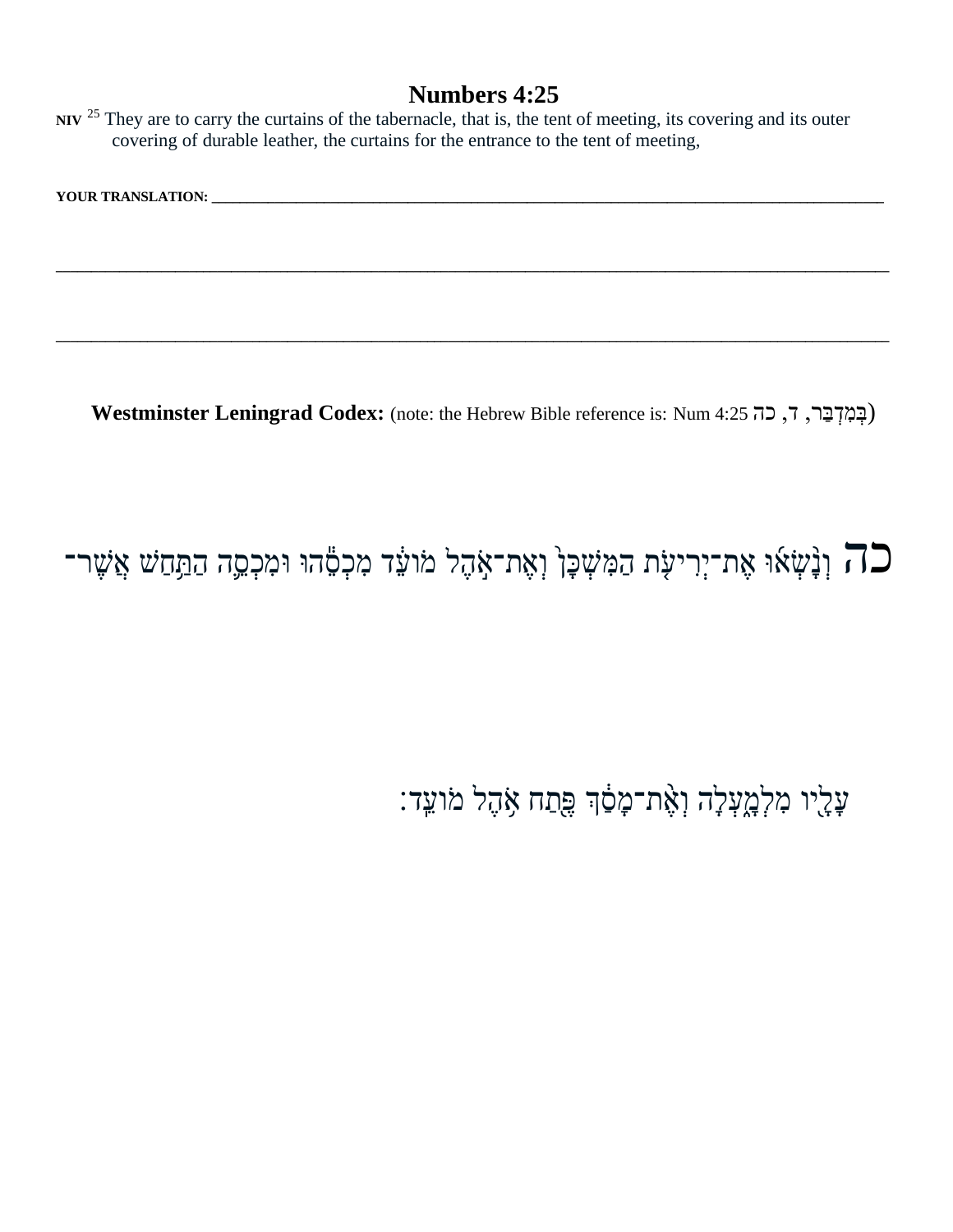# Numbers 4:25

**NIV** [25] They are to carry the curtains of the tabernacle, that is, the tent of meeting, its covering and its outer covering of durable leather, the curtains for the entrance to the tent of meeting,

**YOUR TRANSLATION:** ______________________________________________________________________________

______________________________________________________________________________

______________________________________________________________________________

**Westminster Leningrad Codex:** (note: the Hebrew Bible reference is: Num 4:25 בְּמִדְבַּר, ד, כה)

כה וְנָשְׂא֞וּ אֶת־יְרִיעֹ֤ת הַמִּשְׁכָּן֙ וְאֶת־אֹ֣הֶל מוֹעֵ֔ד מִכְסֵ֕הוּ וּמִכְסֵ֛ה הַתַּ֥חַשׁ אֲשֶׁר־עָלָ֖יו מִלְמָ֑עְלָה וְאֶ֨ת־מָסַ֔ךְ פֶּ֖תַח אֹ֥הֶל מוֹעֵֽד׃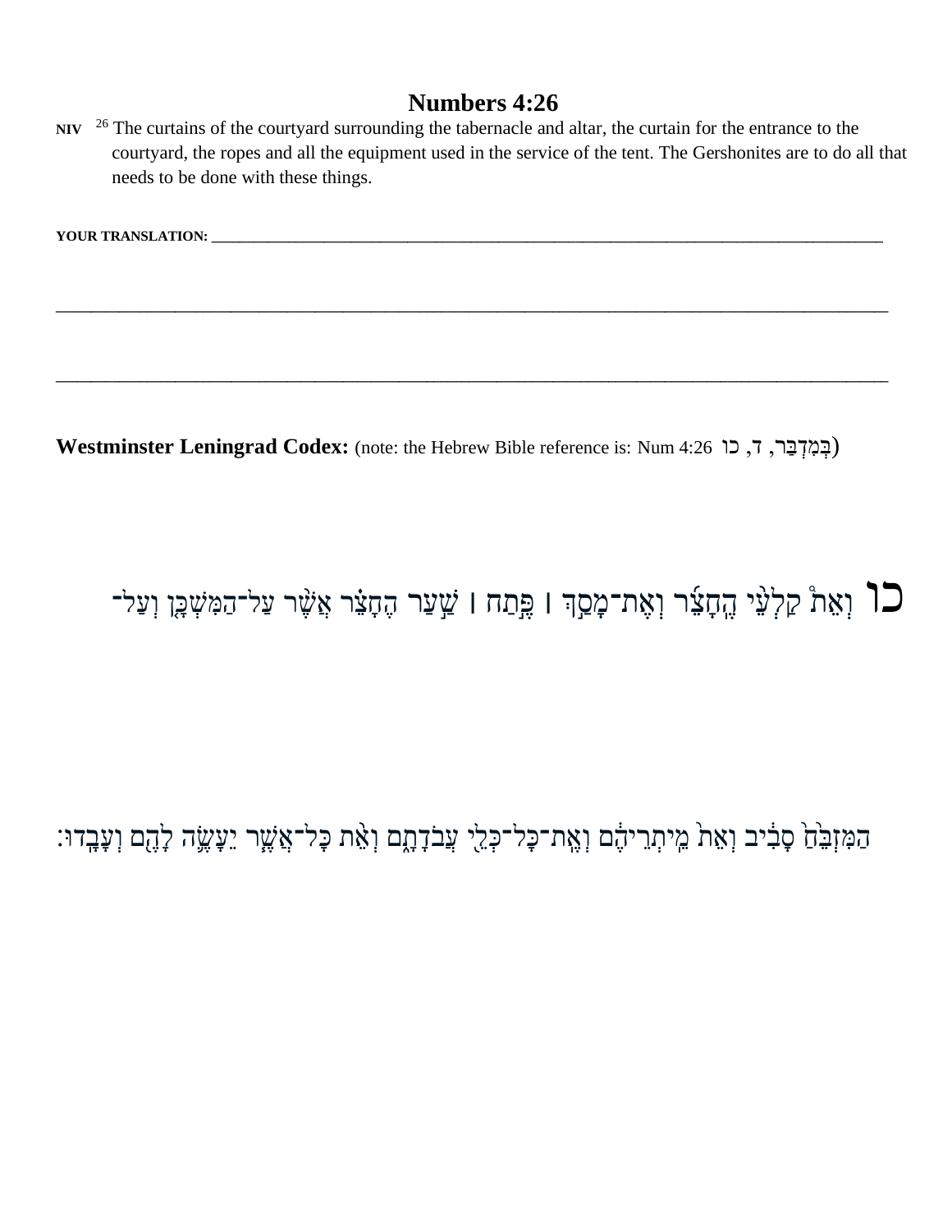# Numbers 4:26

**NIV** [26] The curtains of the courtyard surrounding the tabernacle and altar, the curtain for the entrance to the courtyard, the ropes and all the equipment used in the service of the tent. The Gershonites are to do all that needs to be done with these things.

**YOUR TRANSLATION:** ___________________________________________________________________________________________

___________________________________________________________________________________________________

___________________________________________________________________________________________________

**Westminster Leningrad Codex:** (note: the Hebrew Bible reference is: Num 4:26 בְּמִדְבַּר, ד, כו)

כו וְאֵת֩ קַלְעֵ֨י הֶחָצֵ֜ר וְאֶת־מָסַ֣ךְ ׀ פֶּ֣תַח ׀ שַׁ֣עַר הֶחָצֵ֗ר אֲשֶׁ֨ר עַל־הַמִּשְׁכָּ֤ן וְעַל־הַמִּזְבֵּ֨חַ֙ סָבִ֔יב וְאֵת֙ מֵיתְרֵיהֶ֔ם וְאֶת־כָּל־כְּלֵ֖י עֲבֹדָתָ֑ם וְאֵ֨ת כָּל־אֲשֶׁ֧ר יֵעָשֶׂ֛ה לָהֶ֖ם וְעָבָֽדוּ׃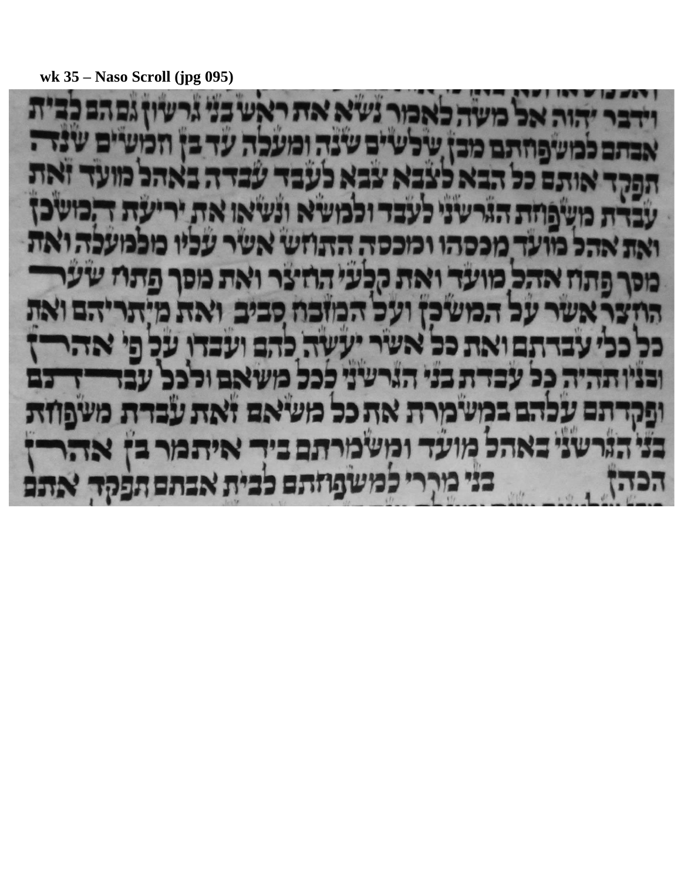**wk 35 – Naso Scroll (jpg 095)**

וידבר יהוה אל משה לאמר נשא את ראש בני גרשון גם הם לבית
אבתם למשפחתם מבן שלשים שנה ומעלה עד בן חמשים שנה
תפקד אותם כל הבא לצבא צבא לעבד עבדה באהל מועד זאת
עבדת משפחת הגרשני לעבד ולמשא ונשאו את יריעת המשכן
ואת אהל מועד מכסהו ומכסה התחש אשר עליו מלמעלה ואת
מסך פתח אהל מועד ואת קלעי החצר ואת מסך פתח שער
החצר אשר על המשכן ועל המזבח סביב ואת מיתריהם ואת
כל כלי עבדתם ואת כל אשר יעשה להם ועבדו על פי אהרן
ובניו תהיה כל עבדת בני הגרשני לכל משאם ולכל עבדתם
ופקדתם עלהם במשמרת את כל משאם זאת עבדת משפחת
בני הגרשני באהל מועד ומשמרתם ביד איתמר בן אהרן
הכהן        בני מררי למשפחתם לבית אבתם תפקד אתם